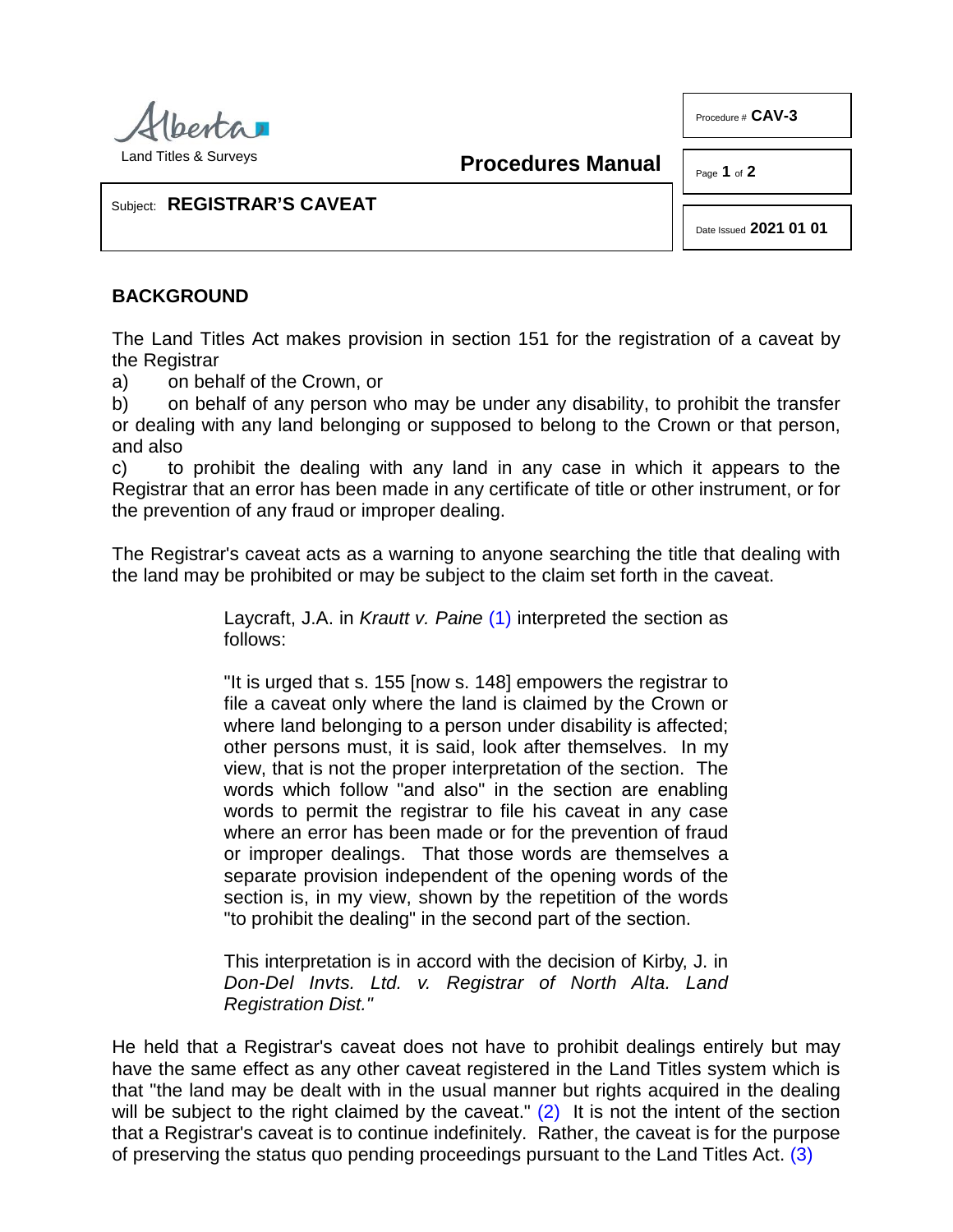Subject: **REGISTRAR'S CAVEAT**

Procedure # **CAV-3**

Date Issued **2021 01 01**

## BACKGROUND

The Land Titles Act makes provision in section 151 for the registration of a caveat by the Registrar

a) on behalf of the Crown, or

b) on behalf of any person who may be under any disability, to prohibit the transfer or dealing with any land belonging or supposed to belong to the Crown or that person, and also

c) to prohibit the dealing with any land in any case in which it appears to the Registrar that an error has been made in any certificate of title or other instrument, or for the prevention of any fraud or improper dealing.

The Registrar's caveat acts as a warning to anyone searching the title that dealing with the land may be prohibited or may be subject to the claim set forth in the caveat.

> Laycraft, J.A. in *Krautt v. Paine* (1) interpreted the section as follows:
>
> "It is urged that s. 155 [now s. 148] empowers the registrar to file a caveat only where the land is claimed by the Crown or where land belonging to a person under disability is affected; other persons must, it is said, look after themselves. In my view, that is not the proper interpretation of the section. The words which follow "and also" in the section are enabling words to permit the registrar to file his caveat in any case where an error has been made or for the prevention of fraud or improper dealings. That those words are themselves a separate provision independent of the opening words of the section is, in my view, shown by the repetition of the words "to prohibit the dealing" in the second part of the section.
>
> This interpretation is in accord with the decision of Kirby, J. in *Don-Del Invts. Ltd. v. Registrar of North Alta. Land Registration Dist."*

He held that a Registrar's caveat does not have to prohibit dealings entirely but may have the same effect as any other caveat registered in the Land Titles system which is that "the land may be dealt with in the usual manner but rights acquired in the dealing will be subject to the right claimed by the caveat." (2) It is not the intent of the section that a Registrar's caveat is to continue indefinitely. Rather, the caveat is for the purpose of preserving the status quo pending proceedings pursuant to the Land Titles Act. (3)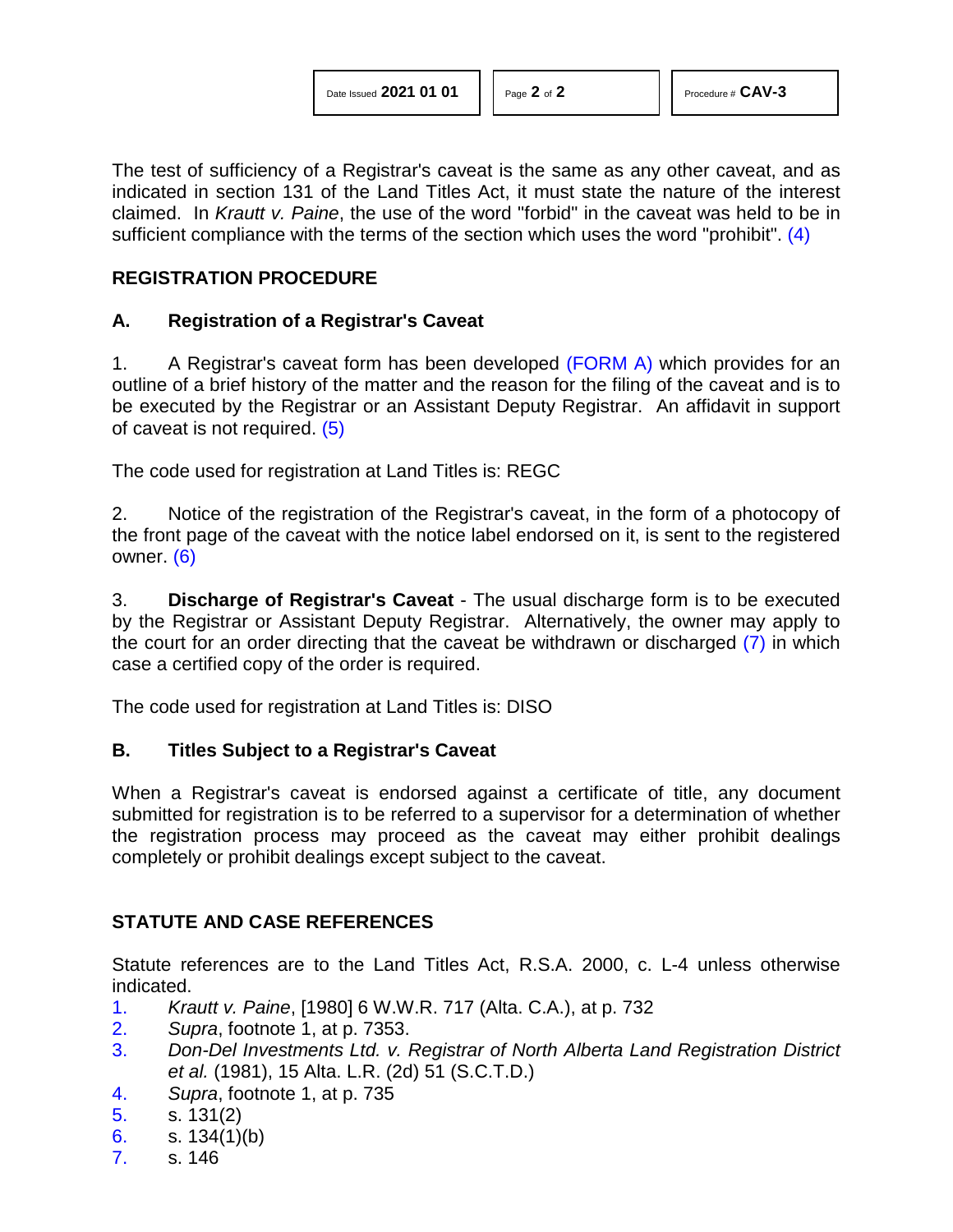The test of sufficiency of a Registrar's caveat is the same as any other caveat, and as indicated in section 131 of the Land Titles Act, it must state the nature of the interest claimed. In *Krautt v. Paine*, the use of the word "forbid" in the caveat was held to be in sufficient compliance with the terms of the section which uses the word "prohibit". (4)

## REGISTRATION PROCEDURE

### A. Registration of a Registrar's Caveat

1. A Registrar's caveat form has been developed (FORM A) which provides for an outline of a brief history of the matter and the reason for the filing of the caveat and is to be executed by the Registrar or an Assistant Deputy Registrar. An affidavit in support of caveat is not required. (5)

The code used for registration at Land Titles is: REGC

2. Notice of the registration of the Registrar's caveat, in the form of a photocopy of the front page of the caveat with the notice label endorsed on it, is sent to the registered owner. (6)

3. **Discharge of Registrar's Caveat** - The usual discharge form is to be executed by the Registrar or Assistant Deputy Registrar. Alternatively, the owner may apply to the court for an order directing that the caveat be withdrawn or discharged (7) in which case a certified copy of the order is required.

The code used for registration at Land Titles is: DISO

### B. Titles Subject to a Registrar's Caveat

When a Registrar's caveat is endorsed against a certificate of title, any document submitted for registration is to be referred to a supervisor for a determination of whether the registration process may proceed as the caveat may either prohibit dealings completely or prohibit dealings except subject to the caveat.

## STATUTE AND CASE REFERENCES

Statute references are to the Land Titles Act, R.S.A. 2000, c. L-4 unless otherwise indicated.

1. *Krautt v. Paine*, [1980] 6 W.W.R. 717 (Alta. C.A.), at p. 732
2. *Supra*, footnote 1, at p. 7353.
3. *Don-Del Investments Ltd. v. Registrar of North Alberta Land Registration District et al.* (1981), 15 Alta. L.R. (2d) 51 (S.C.T.D.)
4. *Supra*, footnote 1, at p. 735
5. s. 131(2)
6. s. 134(1)(b)
7. s. 146